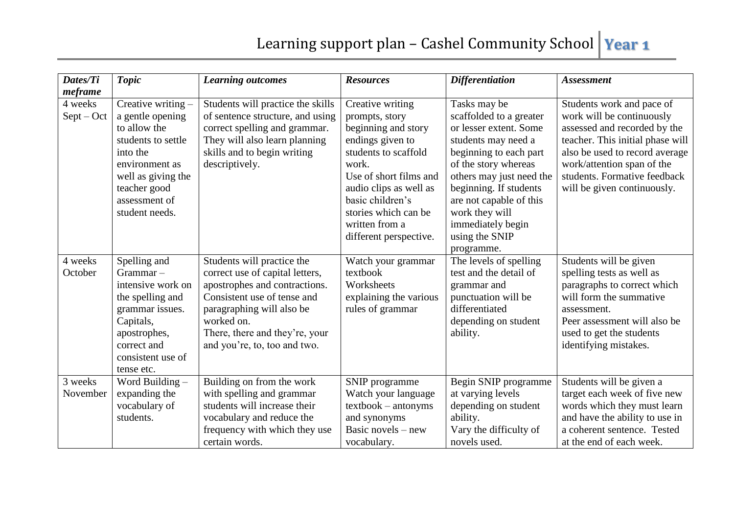# Learning support plan – Cashel Community School **Year 1**

| ***Dates/Timeframe*** | ***Topic*** | ***Learning outcomes*** | ***Resources*** | ***Differentiation*** | ***Assessment*** |
|---|---|---|---|---|---|
| 4 weeks Sept – Oct | Creative writing – a gentle opening to allow the students to settle into the environment as well as giving the teacher good assessment of student needs. | Students will practice the skills of sentence structure, and using correct spelling and grammar. They will also learn planning skills and to begin writing descriptively. | Creative writing prompts, story beginning and story endings given to students to scaffold work.<br>Use of short films and audio clips as well as basic children's stories which can be written from a different perspective. | Tasks may be scaffolded to a greater or lesser extent. Some students may need a beginning to each part of the story whereas others may just need the beginning. If students are not capable of this work they will immediately begin using the SNIP programme. | Students work and pace of work will be continuously assessed and recorded by the teacher. This initial phase will also be used to record average work/attention span of the students. Formative feedback will be given continuously. |
| 4 weeks October | Spelling and Grammar – intensive work on the spelling and grammar issues. Capitals, apostrophes, correct and consistent use of tense etc. | Students will practice the correct use of capital letters, apostrophes and contractions. Consistent use of tense and paragraphing will also be worked on.<br>There, there and they're, your and you're, to, too and two. | Watch your grammar textbook<br>Worksheets explaining the various rules of grammar | The levels of spelling test and the detail of grammar and punctuation will be differentiated depending on student ability. | Students will be given spelling tests as well as paragraphs to correct which will form the summative assessment.<br>Peer assessment will also be used to get the students identifying mistakes. |
| 3 weeks November | Word Building – expanding the vocabulary of students. | Building on from the work with spelling and grammar students will increase their vocabulary and reduce the frequency with which they use certain words. | SNIP programme<br>Watch your language textbook – antonyms and synonyms<br>Basic novels – new vocabulary. | Begin SNIP programme at varying levels depending on student ability.<br>Vary the difficulty of novels used. | Students will be given a target each week of five new words which they must learn and have the ability to use in a coherent sentence. Tested at the end of each week. |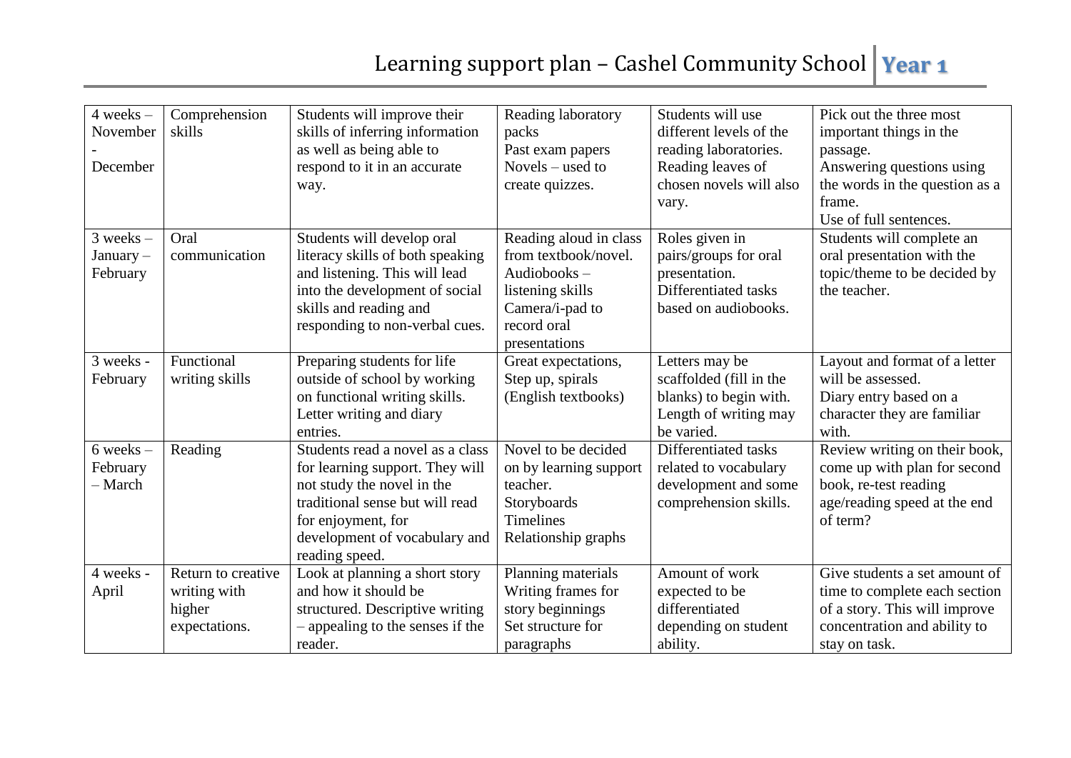| 4 weeks – November - December | Comprehension skills | Students will improve their skills of inferring information as well as being able to respond to it in an accurate way. | Reading laboratory packs<br>Past exam papers<br>Novels – used to create quizzes. | Students will use different levels of the reading laboratories.<br>Reading leaves of chosen novels will also vary. | Pick out the three most important things in the passage.<br>Answering questions using the words in the question as a frame.<br>Use of full sentences. |
|---|---|---|---|---|---|
| 3 weeks – January – February | Oral communication | Students will develop oral literacy skills of both speaking and listening. This will lead into the development of social skills and reading and responding to non-verbal cues. | Reading aloud in class from textbook/novel.<br>Audiobooks – listening skills<br>Camera/i-pad to record oral presentations | Roles given in pairs/groups for oral presentation.<br>Differentiated tasks based on audiobooks. | Students will complete an oral presentation with the topic/theme to be decided by the teacher. |
| 3 weeks - February | Functional writing skills | Preparing students for life outside of school by working on functional writing skills. Letter writing and diary entries. | Great expectations, Step up, spirals (English textbooks) | Letters may be scaffolded (fill in the blanks) to begin with. Length of writing may be varied. | Layout and format of a letter will be assessed.<br>Diary entry based on a character they are familiar with. |
| 6 weeks – February – March | Reading | Students read a novel as a class for learning support. They will not study the novel in the traditional sense but will read for enjoyment, for development of vocabulary and reading speed. | Novel to be decided on by learning support teacher.<br>Storyboards<br>Timelines<br>Relationship graphs | Differentiated tasks related to vocabulary development and some comprehension skills. | Review writing on their book, come up with plan for second book, re-test reading age/reading speed at the end of term? |
| 4 weeks - April | Return to creative writing with higher expectations. | Look at planning a short story and how it should be structured. Descriptive writing – appealing to the senses if the reader. | Planning materials<br>Writing frames for story beginnings<br>Set structure for paragraphs | Amount of work expected to be differentiated depending on student ability. | Give students a set amount of time to complete each section of a story. This will improve concentration and ability to stay on task. |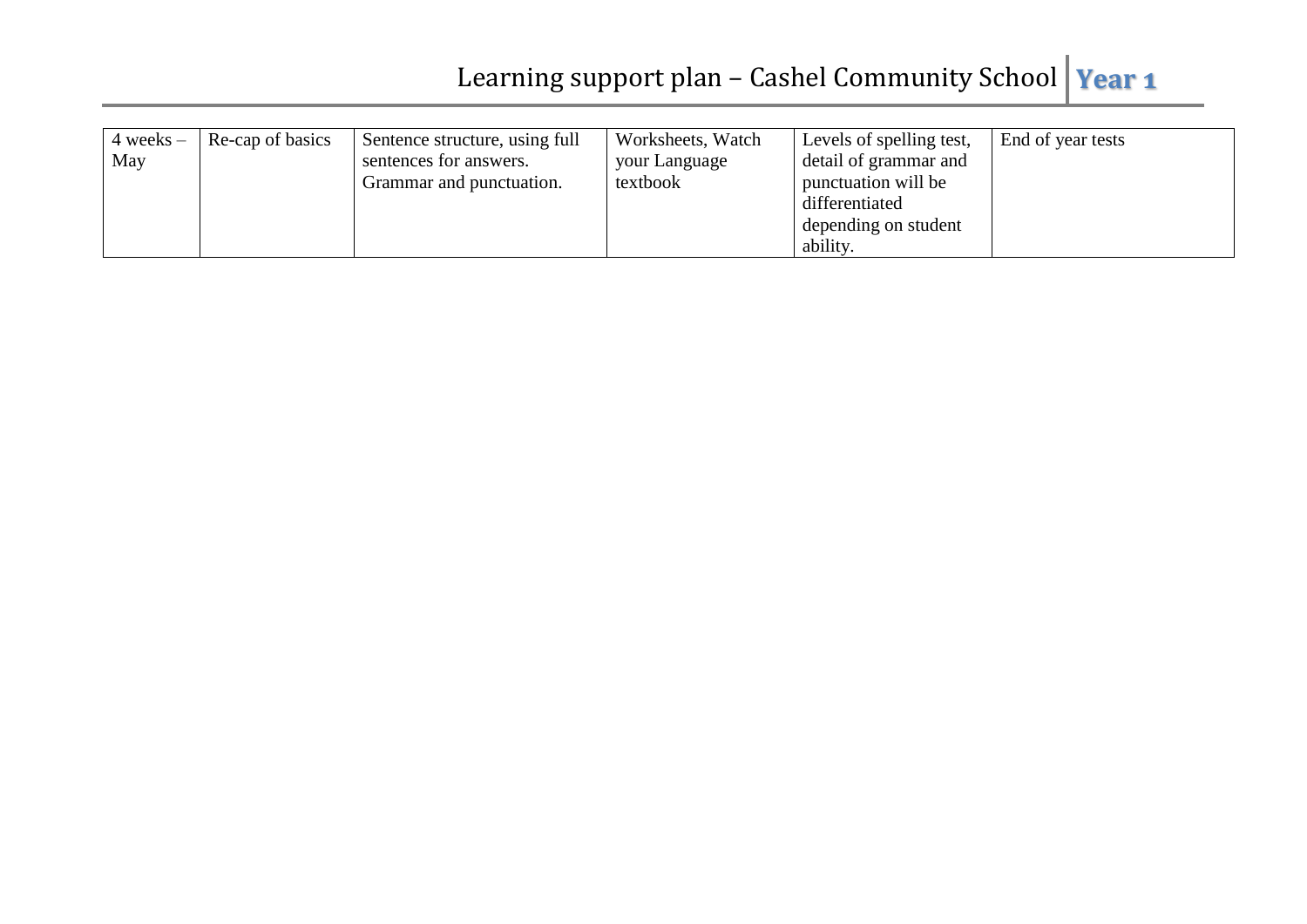| | | | | | |
|---|---|---|---|---|---|
| 4 weeks – May | Re-cap of basics | Sentence structure, using full sentences for answers. Grammar and punctuation. | Worksheets, Watch your Language textbook | Levels of spelling test, detail of grammar and punctuation will be differentiated depending on student ability. | End of year tests |